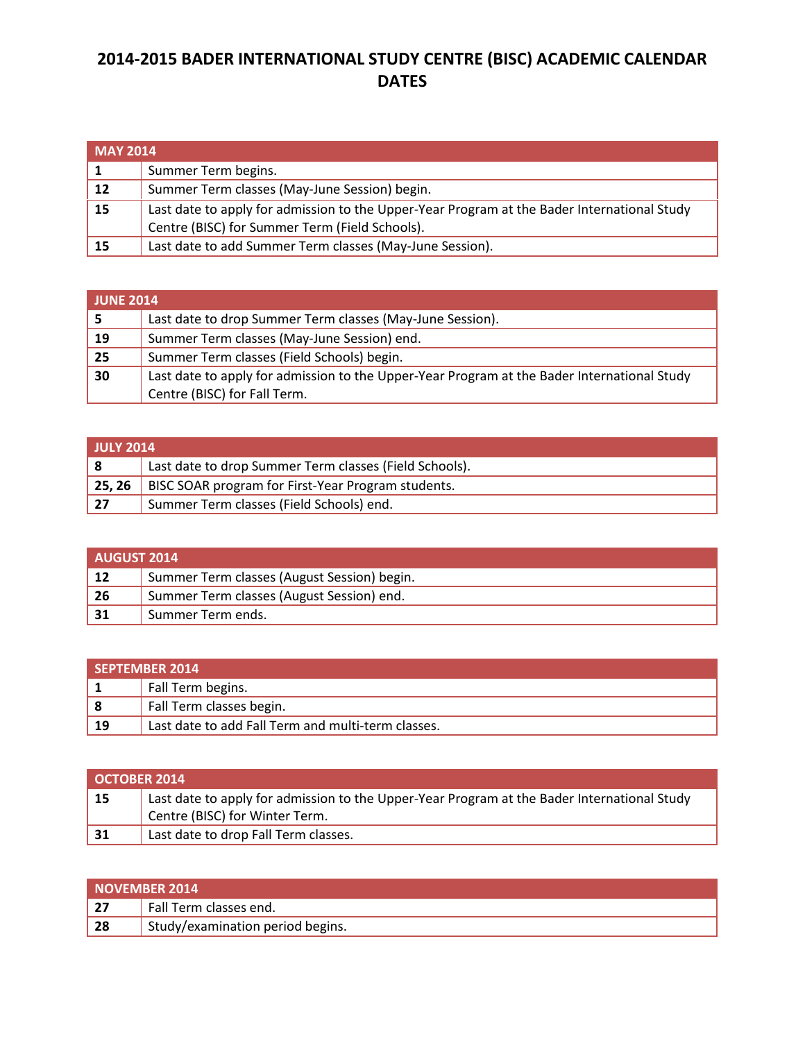# 2014-2015 BADER INTERNATIONAL STUDY CENTRE (BISC) ACADEMIC CALENDAR DATES

| MAY 2014 | |
|---|---|
| **1** | Summer Term begins. |
| **12** | Summer Term classes (May-June Session) begin. |
| **15** | Last date to apply for admission to the Upper-Year Program at the Bader International Study Centre (BISC) for Summer Term (Field Schools). |
| **15** | Last date to add Summer Term classes (May-June Session). |

| JUNE 2014 | |
|---|---|
| **5** | Last date to drop Summer Term classes (May-June Session). |
| **19** | Summer Term classes (May-June Session) end. |
| **25** | Summer Term classes (Field Schools) begin. |
| **30** | Last date to apply for admission to the Upper-Year Program at the Bader International Study Centre (BISC) for Fall Term. |

| JULY 2014 | |
|---|---|
| **8** | Last date to drop Summer Term classes (Field Schools). |
| **25, 26** | BISC SOAR program for First-Year Program students. |
| **27** | Summer Term classes (Field Schools) end. |

| AUGUST 2014 | |
|---|---|
| **12** | Summer Term classes (August Session) begin. |
| **26** | Summer Term classes (August Session) end. |
| **31** | Summer Term ends. |

| SEPTEMBER 2014 | |
|---|---|
| **1** | Fall Term begins. |
| **8** | Fall Term classes begin. |
| **19** | Last date to add Fall Term and multi-term classes. |

| OCTOBER 2014 | |
|---|---|
| **15** | Last date to apply for admission to the Upper-Year Program at the Bader International Study Centre (BISC) for Winter Term. |
| **31** | Last date to drop Fall Term classes. |

| NOVEMBER 2014 | |
|---|---|
| **27** | Fall Term classes end. |
| **28** | Study/examination period begins. |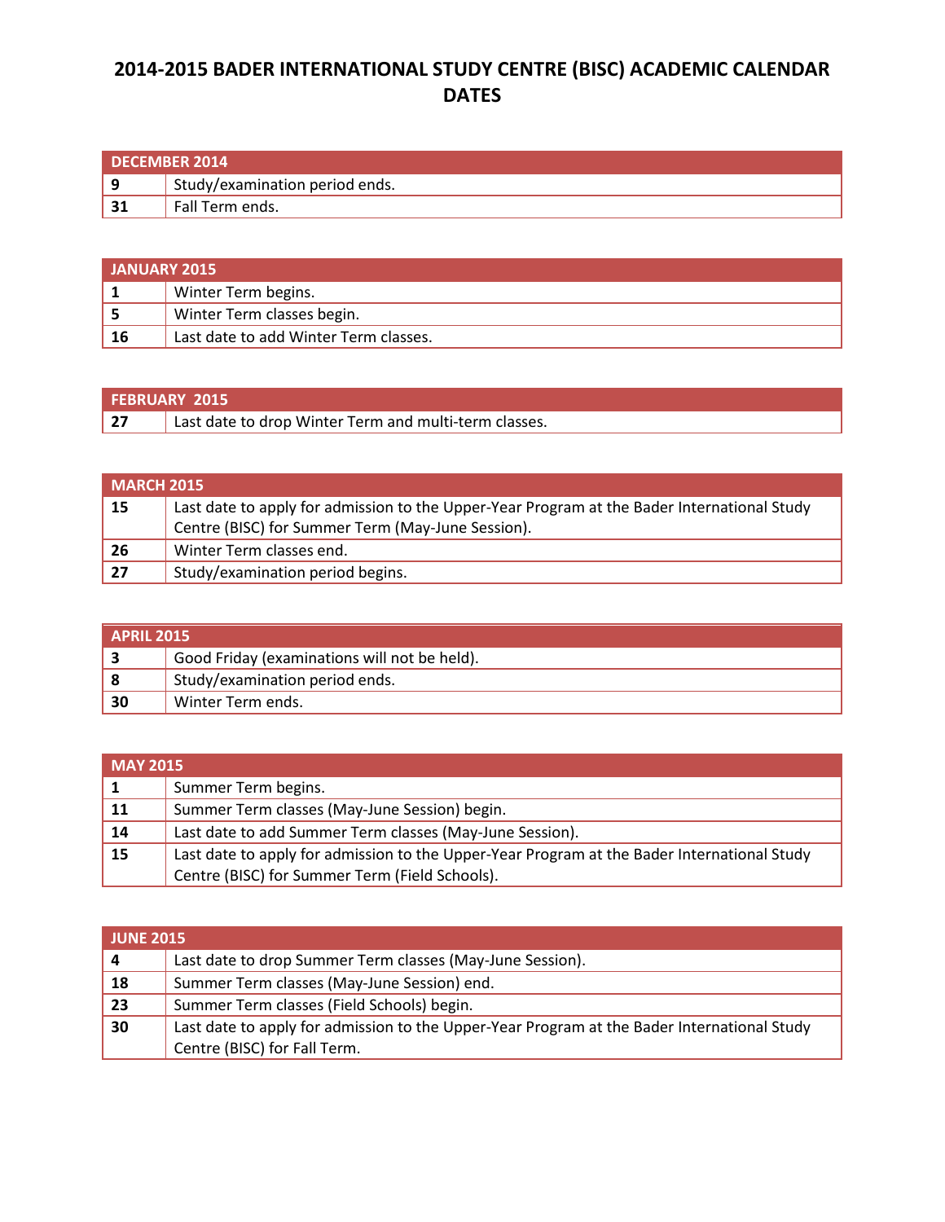# 2014-2015 BADER INTERNATIONAL STUDY CENTRE (BISC) ACADEMIC CALENDAR DATES

| DECEMBER 2014 | |
|---|---|
| **9** | Study/examination period ends. |
| **31** | Fall Term ends. |

| JANUARY 2015 | |
|---|---|
| **1** | Winter Term begins. |
| **5** | Winter Term classes begin. |
| **16** | Last date to add Winter Term classes. |

| FEBRUARY 2015 | |
|---|---|
| **27** | Last date to drop Winter Term and multi-term classes. |

| MARCH 2015 | |
|---|---|
| **15** | Last date to apply for admission to the Upper-Year Program at the Bader International Study Centre (BISC) for Summer Term (May-June Session). |
| **26** | Winter Term classes end. |
| **27** | Study/examination period begins. |

| APRIL 2015 | |
|---|---|
| **3** | Good Friday (examinations will not be held). |
| **8** | Study/examination period ends. |
| **30** | Winter Term ends. |

| MAY 2015 | |
|---|---|
| **1** | Summer Term begins. |
| **11** | Summer Term classes (May-June Session) begin. |
| **14** | Last date to add Summer Term classes (May-June Session). |
| **15** | Last date to apply for admission to the Upper-Year Program at the Bader International Study Centre (BISC) for Summer Term (Field Schools). |

| JUNE 2015 | |
|---|---|
| **4** | Last date to drop Summer Term classes (May-June Session). |
| **18** | Summer Term classes (May-June Session) end. |
| **23** | Summer Term classes (Field Schools) begin. |
| **30** | Last date to apply for admission to the Upper-Year Program at the Bader International Study Centre (BISC) for Fall Term. |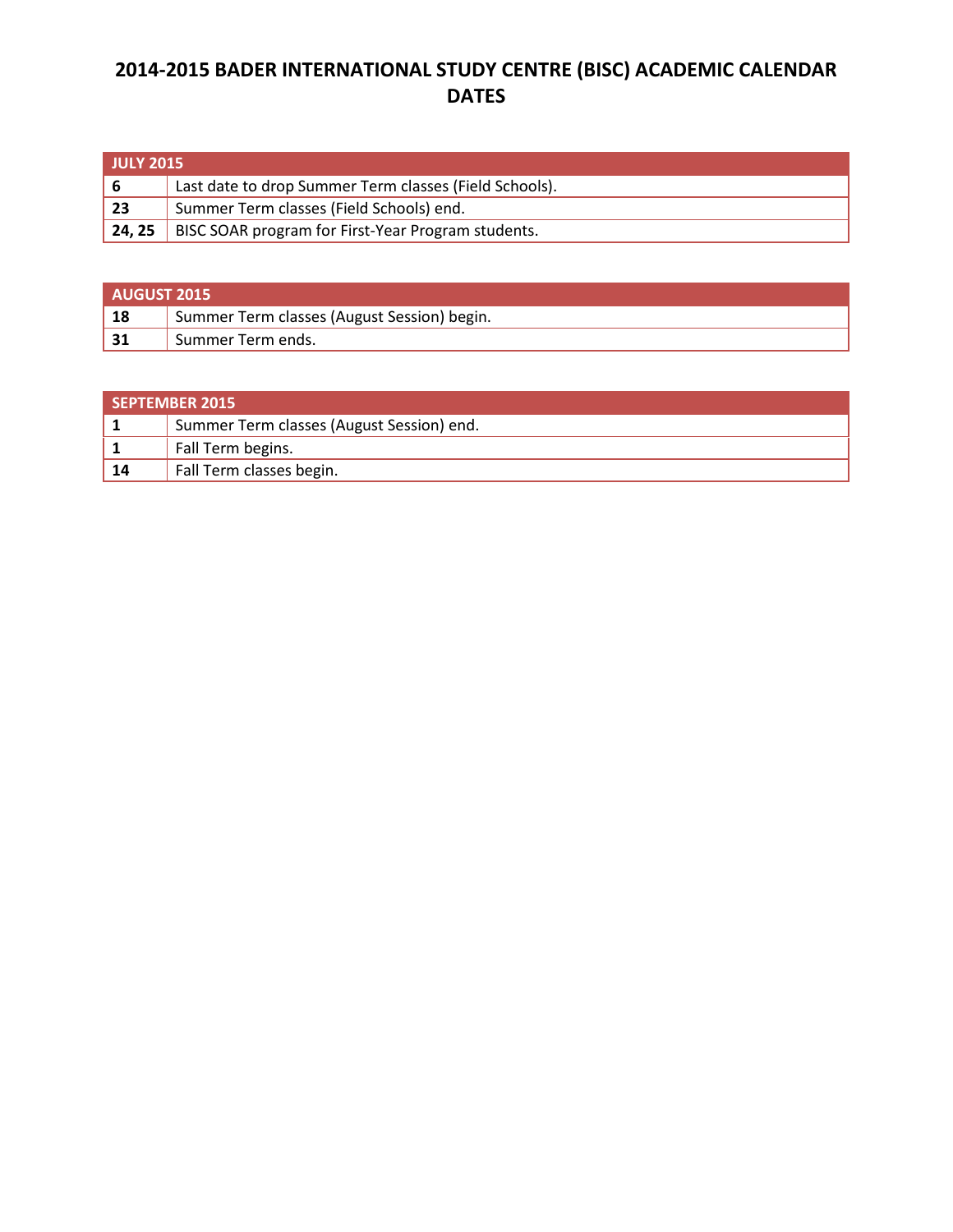# 2014-2015 BADER INTERNATIONAL STUDY CENTRE (BISC) ACADEMIC CALENDAR DATES

| JULY 2015 | |
|---|---|
| **6** | Last date to drop Summer Term classes (Field Schools). |
| **23** | Summer Term classes (Field Schools) end. |
| **24, 25** | BISC SOAR program for First-Year Program students. |

| AUGUST 2015 | |
|---|---|
| **18** | Summer Term classes (August Session) begin. |
| **31** | Summer Term ends. |

| SEPTEMBER 2015 | |
|---|---|
| **1** | Summer Term classes (August Session) end. |
| **1** | Fall Term begins. |
| **14** | Fall Term classes begin. |